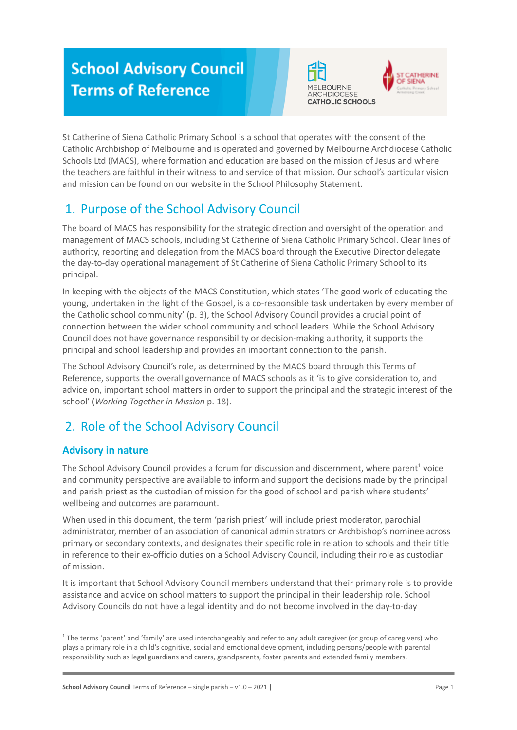# School Advisory Council Terms of Reference

St Catherine of Siena Catholic Primary School is a school that operates with the consent of the Catholic Archbishop of Melbourne and is operated and governed by Melbourne Archdiocese Catholic Schools Ltd (MACS), where formation and education are based on the mission of Jesus and where the teachers are faithful in their witness to and service of that mission. Our school's particular vision and mission can be found on our website in the School Philosophy Statement.

## 1. Purpose of the School Advisory Council

The board of MACS has responsibility for the strategic direction and oversight of the operation and management of MACS schools, including St Catherine of Siena Catholic Primary School. Clear lines of authority, reporting and delegation from the MACS board through the Executive Director delegate the day-to-day operational management of St Catherine of Siena Catholic Primary School to its principal.

In keeping with the objects of the MACS Constitution, which states 'The good work of educating the young, undertaken in the light of the Gospel, is a co-responsible task undertaken by every member of the Catholic school community' (p. 3), the School Advisory Council provides a crucial point of connection between the wider school community and school leaders. While the School Advisory Council does not have governance responsibility or decision-making authority, it supports the principal and school leadership and provides an important connection to the parish.

The School Advisory Council's role, as determined by the MACS board through this Terms of Reference, supports the overall governance of MACS schools as it 'is to give consideration to, and advice on, important school matters in order to support the principal and the strategic interest of the school' (*Working Together in Mission* p. 18).

## 2. Role of the School Advisory Council

### Advisory in nature

The School Advisory Council provides a forum for discussion and discernment, where parent[1] voice and community perspective are available to inform and support the decisions made by the principal and parish priest as the custodian of mission for the good of school and parish where students' wellbeing and outcomes are paramount.

When used in this document, the term 'parish priest' will include priest moderator, parochial administrator, member of an association of canonical administrators or Archbishop's nominee across primary or secondary contexts, and designates their specific role in relation to schools and their title in reference to their ex-officio duties on a School Advisory Council, including their role as custodian of mission.

It is important that School Advisory Council members understand that their primary role is to provide assistance and advice on school matters to support the principal in their leadership role. School Advisory Councils do not have a legal identity and do not become involved in the day-to-day

[1] The terms 'parent' and 'family' are used interchangeably and refer to any adult caregiver (or group of caregivers) who plays a primary role in a child's cognitive, social and emotional development, including persons/people with parental responsibility such as legal guardians and carers, grandparents, foster parents and extended family members.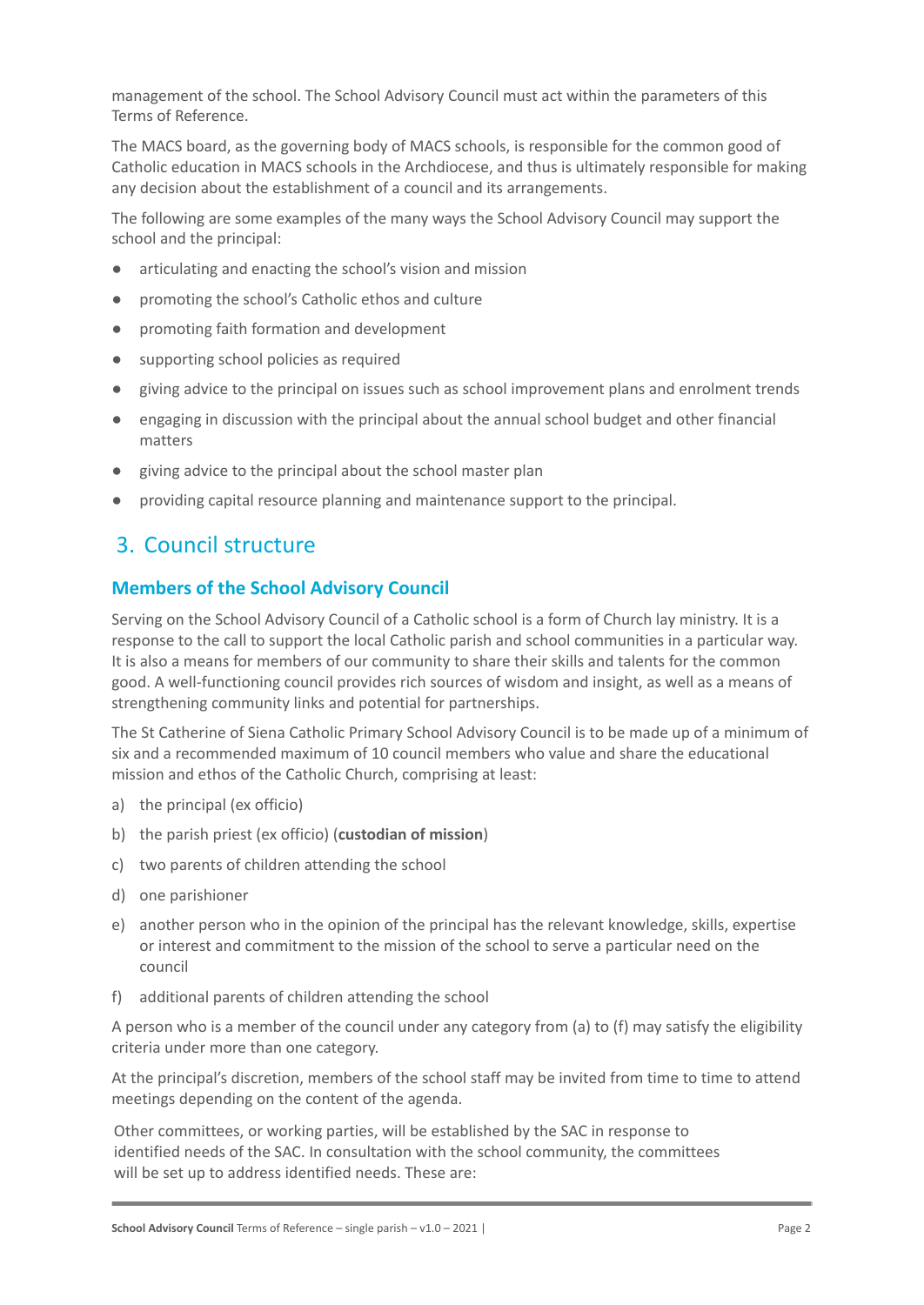management of the school. The School Advisory Council must act within the parameters of this Terms of Reference.

The MACS board, as the governing body of MACS schools, is responsible for the common good of Catholic education in MACS schools in the Archdiocese, and thus is ultimately responsible for making any decision about the establishment of a council and its arrangements.

The following are some examples of the many ways the School Advisory Council may support the school and the principal:

- articulating and enacting the school's vision and mission
- promoting the school's Catholic ethos and culture
- promoting faith formation and development
- supporting school policies as required
- giving advice to the principal on issues such as school improvement plans and enrolment trends
- engaging in discussion with the principal about the annual school budget and other financial matters
- giving advice to the principal about the school master plan
- providing capital resource planning and maintenance support to the principal.

## 3. Council structure

### Members of the School Advisory Council

Serving on the School Advisory Council of a Catholic school is a form of Church lay ministry. It is a response to the call to support the local Catholic parish and school communities in a particular way. It is also a means for members of our community to share their skills and talents for the common good. A well-functioning council provides rich sources of wisdom and insight, as well as a means of strengthening community links and potential for partnerships.

The St Catherine of Siena Catholic Primary School Advisory Council is to be made up of a minimum of six and a recommended maximum of 10 council members who value and share the educational mission and ethos of the Catholic Church, comprising at least:

a) the principal (ex officio)

b) the parish priest (ex officio) (**custodian of mission**)

c) two parents of children attending the school

d) one parishioner

e) another person who in the opinion of the principal has the relevant knowledge, skills, expertise or interest and commitment to the mission of the school to serve a particular need on the council

f) additional parents of children attending the school

A person who is a member of the council under any category from (a) to (f) may satisfy the eligibility criteria under more than one category.

At the principal's discretion, members of the school staff may be invited from time to time to attend meetings depending on the content of the agenda.

Other committees, or working parties, will be established by the SAC in response to identified needs of the SAC. In consultation with the school community, the committees will be set up to address identified needs. These are: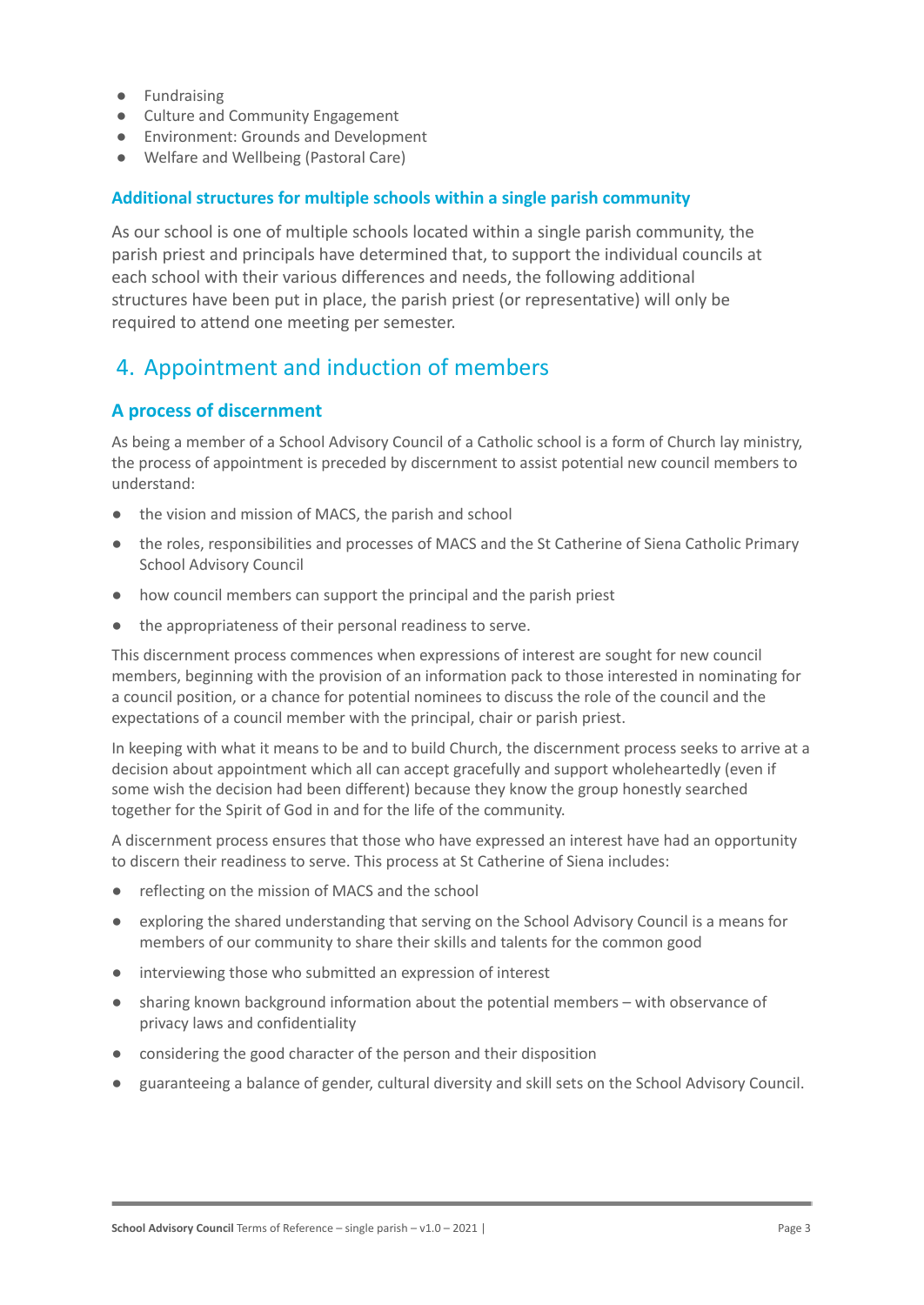- Fundraising
- Culture and Community Engagement
- Environment: Grounds and Development
- Welfare and Wellbeing (Pastoral Care)

### Additional structures for multiple schools within a single parish community

As our school is one of multiple schools located within a single parish community, the parish priest and principals have determined that, to support the individual councils at each school with their various differences and needs, the following additional structures have been put in place, the parish priest (or representative) will only be required to attend one meeting per semester.

## 4. Appointment and induction of members

### A process of discernment

As being a member of a School Advisory Council of a Catholic school is a form of Church lay ministry, the process of appointment is preceded by discernment to assist potential new council members to understand:

- the vision and mission of MACS, the parish and school
- the roles, responsibilities and processes of MACS and the St Catherine of Siena Catholic Primary School Advisory Council
- how council members can support the principal and the parish priest
- the appropriateness of their personal readiness to serve.

This discernment process commences when expressions of interest are sought for new council members, beginning with the provision of an information pack to those interested in nominating for a council position, or a chance for potential nominees to discuss the role of the council and the expectations of a council member with the principal, chair or parish priest.

In keeping with what it means to be and to build Church, the discernment process seeks to arrive at a decision about appointment which all can accept gracefully and support wholeheartedly (even if some wish the decision had been different) because they know the group honestly searched together for the Spirit of God in and for the life of the community.

A discernment process ensures that those who have expressed an interest have had an opportunity to discern their readiness to serve. This process at St Catherine of Siena includes:

- reflecting on the mission of MACS and the school
- exploring the shared understanding that serving on the School Advisory Council is a means for members of our community to share their skills and talents for the common good
- interviewing those who submitted an expression of interest
- sharing known background information about the potential members – with observance of privacy laws and confidentiality
- considering the good character of the person and their disposition
- guaranteeing a balance of gender, cultural diversity and skill sets on the School Advisory Council.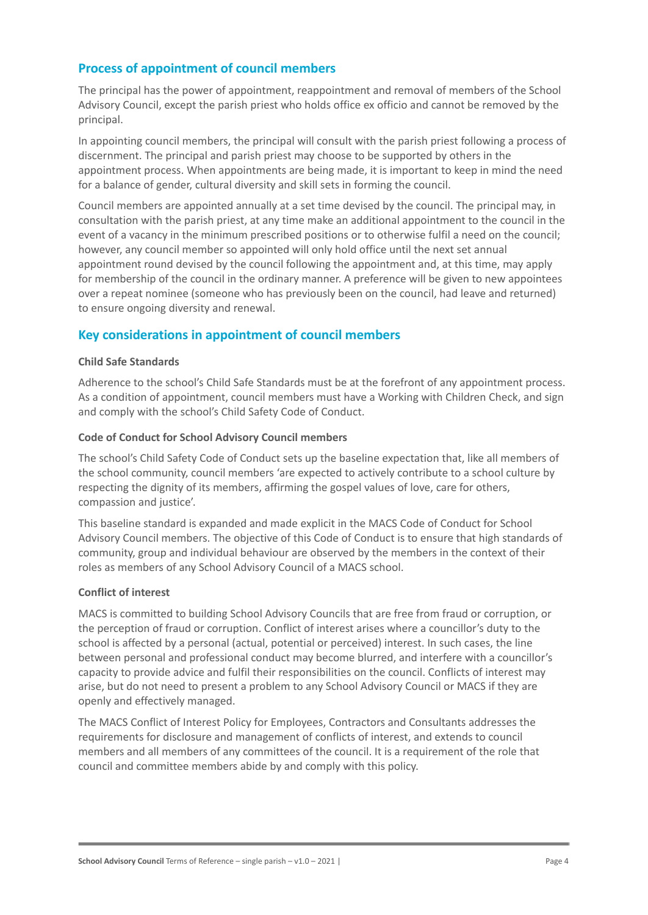## Process of appointment of council members

The principal has the power of appointment, reappointment and removal of members of the School Advisory Council, except the parish priest who holds office ex officio and cannot be removed by the principal.

In appointing council members, the principal will consult with the parish priest following a process of discernment. The principal and parish priest may choose to be supported by others in the appointment process. When appointments are being made, it is important to keep in mind the need for a balance of gender, cultural diversity and skill sets in forming the council.

Council members are appointed annually at a set time devised by the council. The principal may, in consultation with the parish priest, at any time make an additional appointment to the council in the event of a vacancy in the minimum prescribed positions or to otherwise fulfil a need on the council; however, any council member so appointed will only hold office until the next set annual appointment round devised by the council following the appointment and, at this time, may apply for membership of the council in the ordinary manner. A preference will be given to new appointees over a repeat nominee (someone who has previously been on the council, had leave and returned) to ensure ongoing diversity and renewal.

## Key considerations in appointment of council members

**Child Safe Standards**

Adherence to the school's Child Safe Standards must be at the forefront of any appointment process. As a condition of appointment, council members must have a Working with Children Check, and sign and comply with the school's Child Safety Code of Conduct.

**Code of Conduct for School Advisory Council members**

The school's Child Safety Code of Conduct sets up the baseline expectation that, like all members of the school community, council members 'are expected to actively contribute to a school culture by respecting the dignity of its members, affirming the gospel values of love, care for others, compassion and justice'.

This baseline standard is expanded and made explicit in the MACS Code of Conduct for School Advisory Council members. The objective of this Code of Conduct is to ensure that high standards of community, group and individual behaviour are observed by the members in the context of their roles as members of any School Advisory Council of a MACS school.

**Conflict of interest**

MACS is committed to building School Advisory Councils that are free from fraud or corruption, or the perception of fraud or corruption. Conflict of interest arises where a councillor's duty to the school is affected by a personal (actual, potential or perceived) interest. In such cases, the line between personal and professional conduct may become blurred, and interfere with a councillor's capacity to provide advice and fulfil their responsibilities on the council. Conflicts of interest may arise, but do not need to present a problem to any School Advisory Council or MACS if they are openly and effectively managed.

The MACS Conflict of Interest Policy for Employees, Contractors and Consultants addresses the requirements for disclosure and management of conflicts of interest, and extends to council members and all members of any committees of the council. It is a requirement of the role that council and committee members abide by and comply with this policy.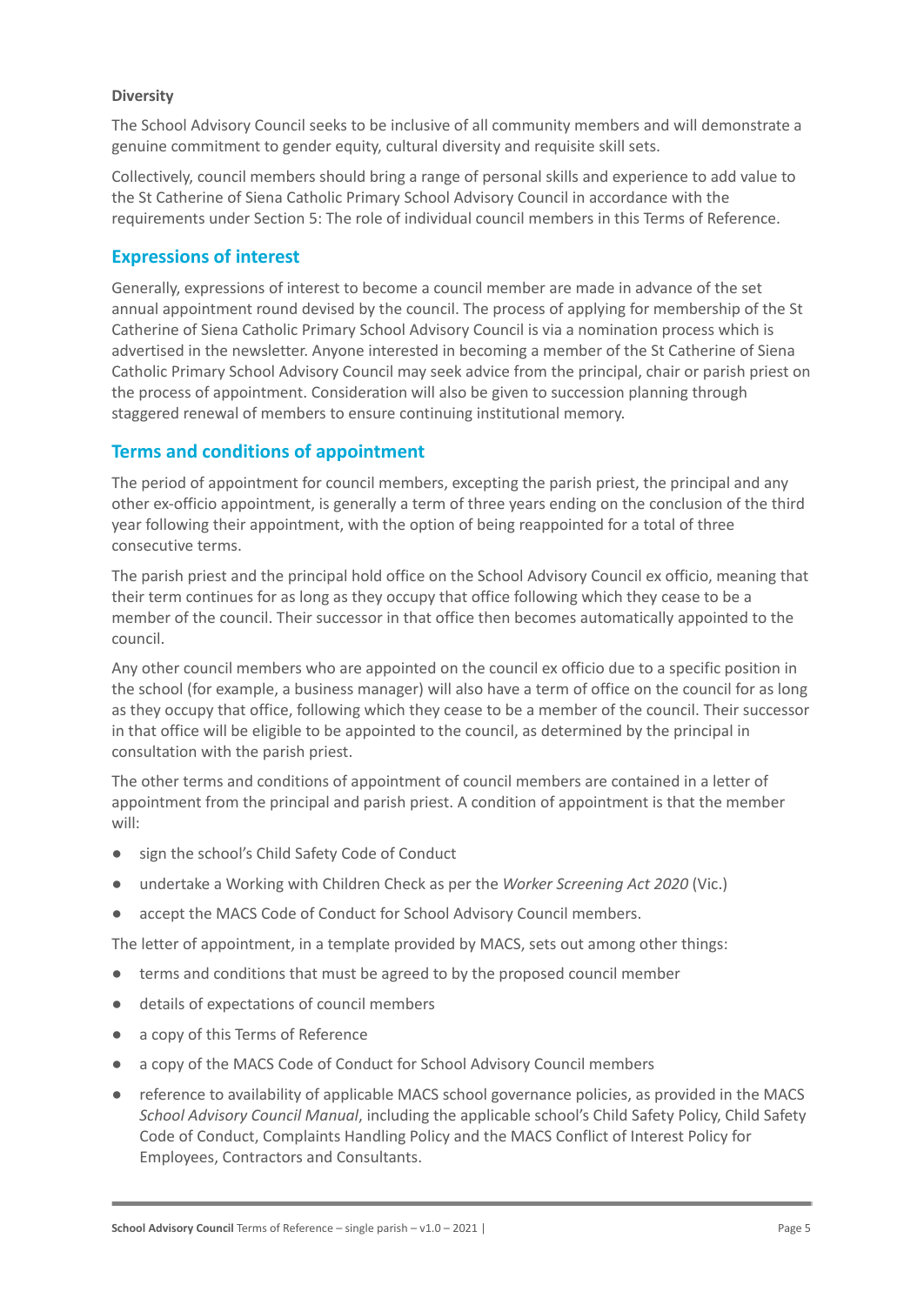**Diversity**

The School Advisory Council seeks to be inclusive of all community members and will demonstrate a genuine commitment to gender equity, cultural diversity and requisite skill sets.

Collectively, council members should bring a range of personal skills and experience to add value to the St Catherine of Siena Catholic Primary School Advisory Council in accordance with the requirements under Section 5: The role of individual council members in this Terms of Reference.

## Expressions of interest

Generally, expressions of interest to become a council member are made in advance of the set annual appointment round devised by the council. The process of applying for membership of the St Catherine of Siena Catholic Primary School Advisory Council is via a nomination process which is advertised in the newsletter. Anyone interested in becoming a member of the St Catherine of Siena Catholic Primary School Advisory Council may seek advice from the principal, chair or parish priest on the process of appointment. Consideration will also be given to succession planning through staggered renewal of members to ensure continuing institutional memory.

## Terms and conditions of appointment

The period of appointment for council members, excepting the parish priest, the principal and any other ex-officio appointment, is generally a term of three years ending on the conclusion of the third year following their appointment, with the option of being reappointed for a total of three consecutive terms.

The parish priest and the principal hold office on the School Advisory Council ex officio, meaning that their term continues for as long as they occupy that office following which they cease to be a member of the council. Their successor in that office then becomes automatically appointed to the council.

Any other council members who are appointed on the council ex officio due to a specific position in the school (for example, a business manager) will also have a term of office on the council for as long as they occupy that office, following which they cease to be a member of the council. Their successor in that office will be eligible to be appointed to the council, as determined by the principal in consultation with the parish priest.

The other terms and conditions of appointment of council members are contained in a letter of appointment from the principal and parish priest. A condition of appointment is that the member will:

- sign the school's Child Safety Code of Conduct
- undertake a Working with Children Check as per the *Worker Screening Act 2020* (Vic.)
- accept the MACS Code of Conduct for School Advisory Council members.

The letter of appointment, in a template provided by MACS, sets out among other things:

- terms and conditions that must be agreed to by the proposed council member
- details of expectations of council members
- a copy of this Terms of Reference
- a copy of the MACS Code of Conduct for School Advisory Council members
- reference to availability of applicable MACS school governance policies, as provided in the MACS *School Advisory Council Manual*, including the applicable school's Child Safety Policy, Child Safety Code of Conduct, Complaints Handling Policy and the MACS Conflict of Interest Policy for Employees, Contractors and Consultants.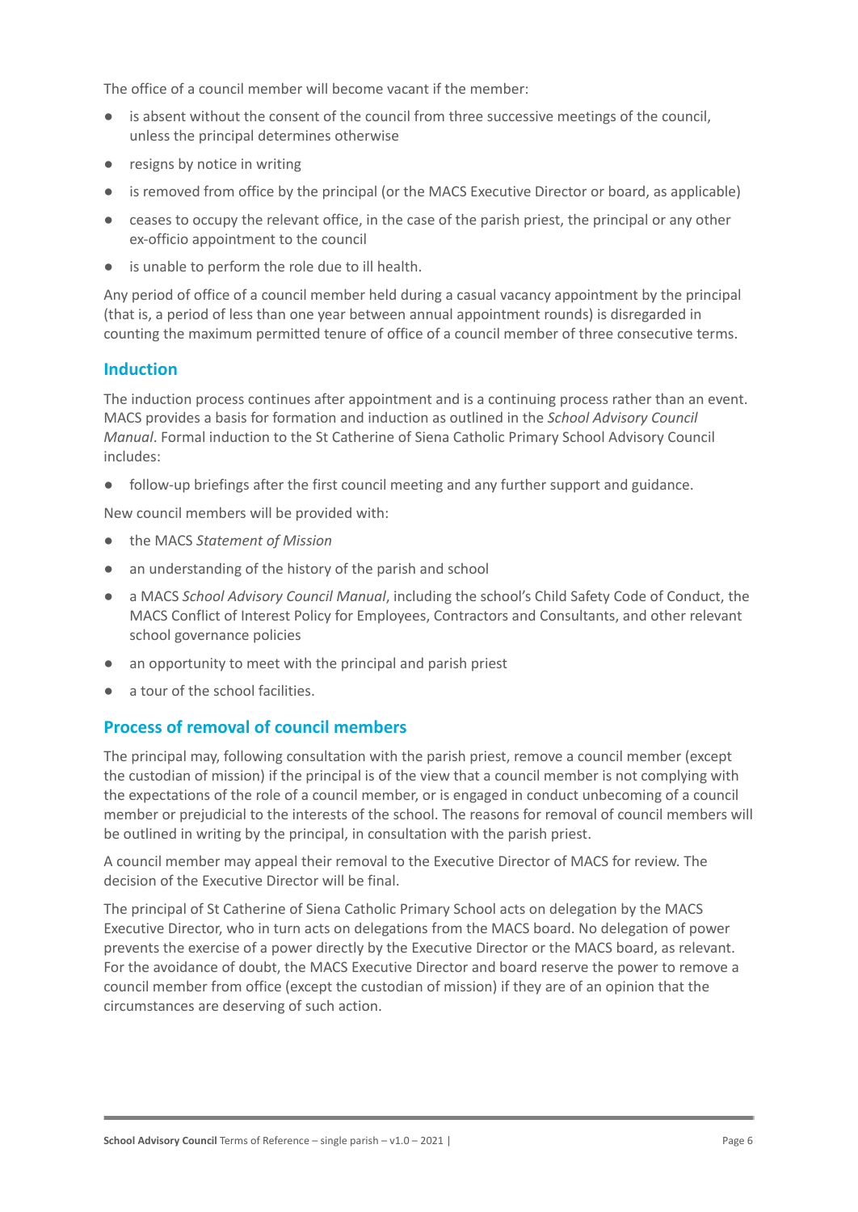The office of a council member will become vacant if the member:

- is absent without the consent of the council from three successive meetings of the council, unless the principal determines otherwise
- resigns by notice in writing
- is removed from office by the principal (or the MACS Executive Director or board, as applicable)
- ceases to occupy the relevant office, in the case of the parish priest, the principal or any other ex-officio appointment to the council
- is unable to perform the role due to ill health.

Any period of office of a council member held during a casual vacancy appointment by the principal (that is, a period of less than one year between annual appointment rounds) is disregarded in counting the maximum permitted tenure of office of a council member of three consecutive terms.

## Induction

The induction process continues after appointment and is a continuing process rather than an event. MACS provides a basis for formation and induction as outlined in the *School Advisory Council Manual*. Formal induction to the St Catherine of Siena Catholic Primary School Advisory Council includes:

- follow-up briefings after the first council meeting and any further support and guidance.

New council members will be provided with:

- the MACS *Statement of Mission*
- an understanding of the history of the parish and school
- a MACS *School Advisory Council Manual*, including the school's Child Safety Code of Conduct, the MACS Conflict of Interest Policy for Employees, Contractors and Consultants, and other relevant school governance policies
- an opportunity to meet with the principal and parish priest
- a tour of the school facilities.

## Process of removal of council members

The principal may, following consultation with the parish priest, remove a council member (except the custodian of mission) if the principal is of the view that a council member is not complying with the expectations of the role of a council member, or is engaged in conduct unbecoming of a council member or prejudicial to the interests of the school. The reasons for removal of council members will be outlined in writing by the principal, in consultation with the parish priest.

A council member may appeal their removal to the Executive Director of MACS for review. The decision of the Executive Director will be final.

The principal of St Catherine of Siena Catholic Primary School acts on delegation by the MACS Executive Director, who in turn acts on delegations from the MACS board. No delegation of power prevents the exercise of a power directly by the Executive Director or the MACS board, as relevant. For the avoidance of doubt, the MACS Executive Director and board reserve the power to remove a council member from office (except the custodian of mission) if they are of an opinion that the circumstances are deserving of such action.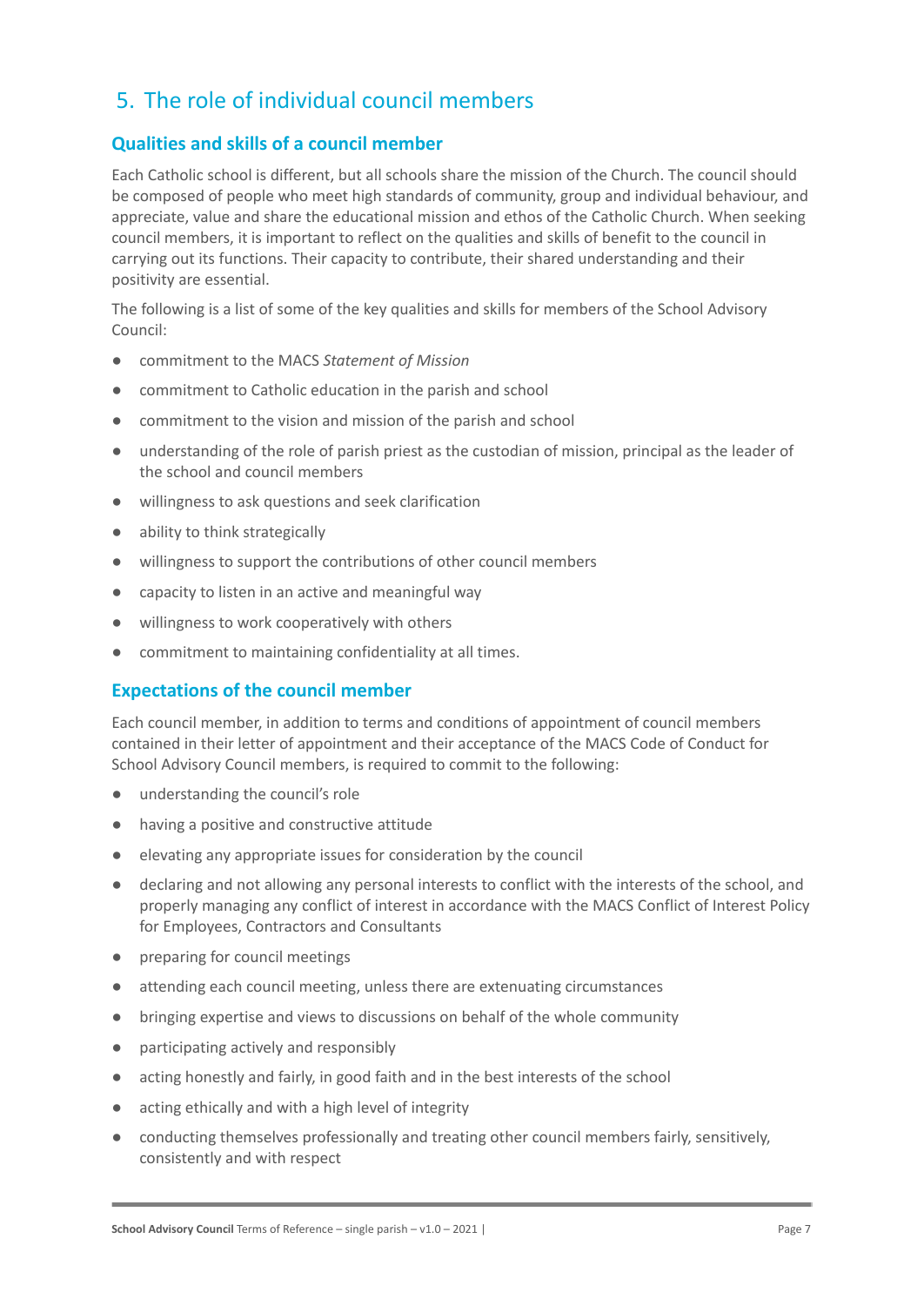## 5. The role of individual council members

### Qualities and skills of a council member

Each Catholic school is different, but all schools share the mission of the Church. The council should be composed of people who meet high standards of community, group and individual behaviour, and appreciate, value and share the educational mission and ethos of the Catholic Church. When seeking council members, it is important to reflect on the qualities and skills of benefit to the council in carrying out its functions. Their capacity to contribute, their shared understanding and their positivity are essential.

The following is a list of some of the key qualities and skills for members of the School Advisory Council:

- commitment to the MACS *Statement of Mission*
- commitment to Catholic education in the parish and school
- commitment to the vision and mission of the parish and school
- understanding of the role of parish priest as the custodian of mission, principal as the leader of the school and council members
- willingness to ask questions and seek clarification
- ability to think strategically
- willingness to support the contributions of other council members
- capacity to listen in an active and meaningful way
- willingness to work cooperatively with others
- commitment to maintaining confidentiality at all times.

### Expectations of the council member

Each council member, in addition to terms and conditions of appointment of council members contained in their letter of appointment and their acceptance of the MACS Code of Conduct for School Advisory Council members, is required to commit to the following:

- understanding the council's role
- having a positive and constructive attitude
- elevating any appropriate issues for consideration by the council
- declaring and not allowing any personal interests to conflict with the interests of the school, and properly managing any conflict of interest in accordance with the MACS Conflict of Interest Policy for Employees, Contractors and Consultants
- preparing for council meetings
- attending each council meeting, unless there are extenuating circumstances
- bringing expertise and views to discussions on behalf of the whole community
- participating actively and responsibly
- acting honestly and fairly, in good faith and in the best interests of the school
- acting ethically and with a high level of integrity
- conducting themselves professionally and treating other council members fairly, sensitively, consistently and with respect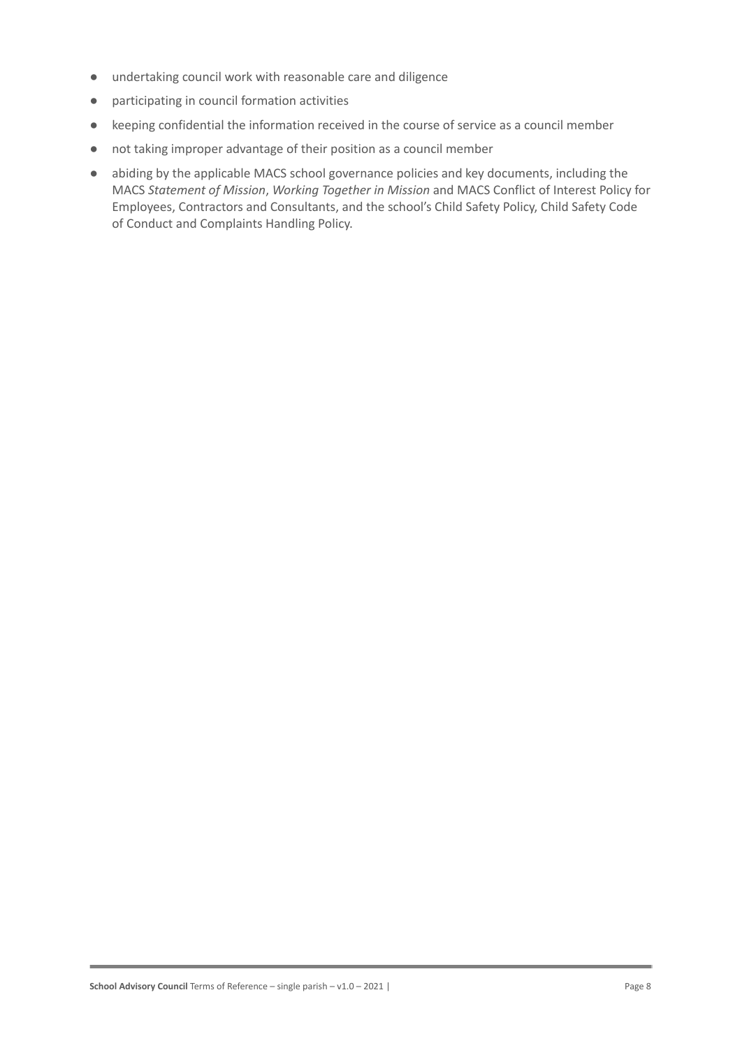- undertaking council work with reasonable care and diligence
- participating in council formation activities
- keeping confidential the information received in the course of service as a council member
- not taking improper advantage of their position as a council member
- abiding by the applicable MACS school governance policies and key documents, including the MACS *Statement of Mission*, *Working Together in Mission* and MACS Conflict of Interest Policy for Employees, Contractors and Consultants, and the school's Child Safety Policy, Child Safety Code of Conduct and Complaints Handling Policy.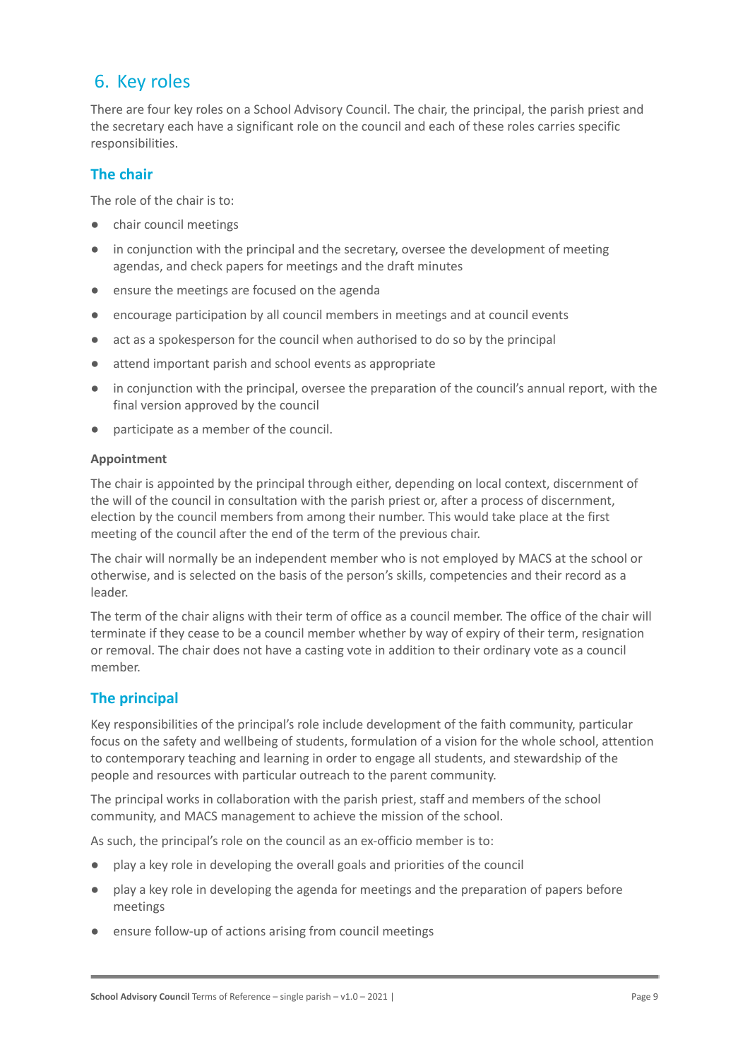## 6. Key roles

There are four key roles on a School Advisory Council. The chair, the principal, the parish priest and the secretary each have a significant role on the council and each of these roles carries specific responsibilities.

### The chair

The role of the chair is to:

- chair council meetings
- in conjunction with the principal and the secretary, oversee the development of meeting agendas, and check papers for meetings and the draft minutes
- ensure the meetings are focused on the agenda
- encourage participation by all council members in meetings and at council events
- act as a spokesperson for the council when authorised to do so by the principal
- attend important parish and school events as appropriate
- in conjunction with the principal, oversee the preparation of the council's annual report, with the final version approved by the council
- participate as a member of the council.

#### Appointment

The chair is appointed by the principal through either, depending on local context, discernment of the will of the council in consultation with the parish priest or, after a process of discernment, election by the council members from among their number. This would take place at the first meeting of the council after the end of the term of the previous chair.

The chair will normally be an independent member who is not employed by MACS at the school or otherwise, and is selected on the basis of the person's skills, competencies and their record as a leader.

The term of the chair aligns with their term of office as a council member. The office of the chair will terminate if they cease to be a council member whether by way of expiry of their term, resignation or removal. The chair does not have a casting vote in addition to their ordinary vote as a council member.

### The principal

Key responsibilities of the principal's role include development of the faith community, particular focus on the safety and wellbeing of students, formulation of a vision for the whole school, attention to contemporary teaching and learning in order to engage all students, and stewardship of the people and resources with particular outreach to the parent community.

The principal works in collaboration with the parish priest, staff and members of the school community, and MACS management to achieve the mission of the school.

As such, the principal's role on the council as an ex-officio member is to:

- play a key role in developing the overall goals and priorities of the council
- play a key role in developing the agenda for meetings and the preparation of papers before meetings
- ensure follow-up of actions arising from council meetings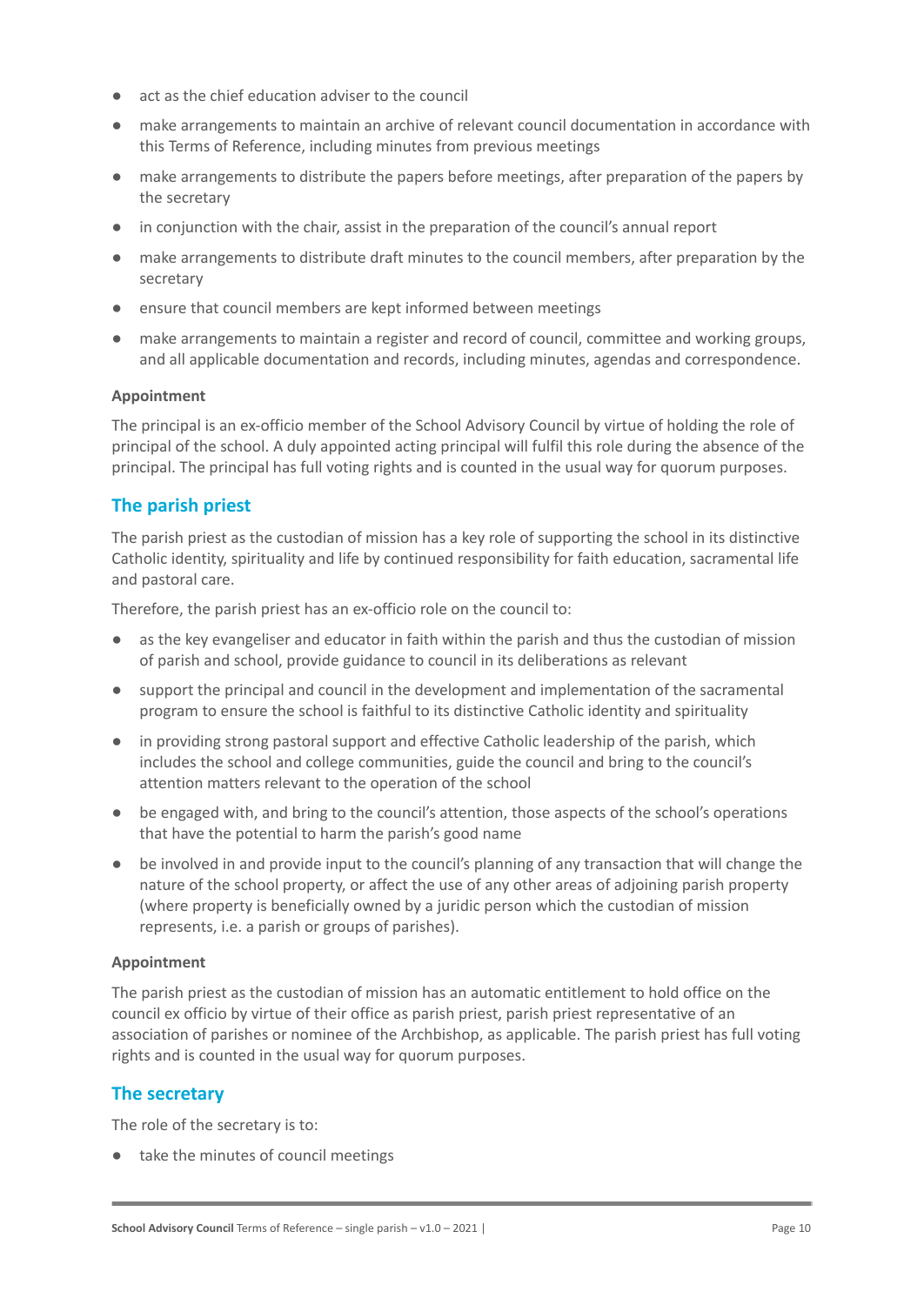- act as the chief education adviser to the council
- make arrangements to maintain an archive of relevant council documentation in accordance with this Terms of Reference, including minutes from previous meetings
- make arrangements to distribute the papers before meetings, after preparation of the papers by the secretary
- in conjunction with the chair, assist in the preparation of the council's annual report
- make arrangements to distribute draft minutes to the council members, after preparation by the secretary
- ensure that council members are kept informed between meetings
- make arrangements to maintain a register and record of council, committee and working groups, and all applicable documentation and records, including minutes, agendas and correspondence.

**Appointment**

The principal is an ex-officio member of the School Advisory Council by virtue of holding the role of principal of the school. A duly appointed acting principal will fulfil this role during the absence of the principal. The principal has full voting rights and is counted in the usual way for quorum purposes.

## The parish priest

The parish priest as the custodian of mission has a key role of supporting the school in its distinctive Catholic identity, spirituality and life by continued responsibility for faith education, sacramental life and pastoral care.

Therefore, the parish priest has an ex-officio role on the council to:

- as the key evangeliser and educator in faith within the parish and thus the custodian of mission of parish and school, provide guidance to council in its deliberations as relevant
- support the principal and council in the development and implementation of the sacramental program to ensure the school is faithful to its distinctive Catholic identity and spirituality
- in providing strong pastoral support and effective Catholic leadership of the parish, which includes the school and college communities, guide the council and bring to the council's attention matters relevant to the operation of the school
- be engaged with, and bring to the council's attention, those aspects of the school's operations that have the potential to harm the parish's good name
- be involved in and provide input to the council's planning of any transaction that will change the nature of the school property, or affect the use of any other areas of adjoining parish property (where property is beneficially owned by a juridic person which the custodian of mission represents, i.e. a parish or groups of parishes).

**Appointment**

The parish priest as the custodian of mission has an automatic entitlement to hold office on the council ex officio by virtue of their office as parish priest, parish priest representative of an association of parishes or nominee of the Archbishop, as applicable. The parish priest has full voting rights and is counted in the usual way for quorum purposes.

## The secretary

The role of the secretary is to:

- take the minutes of council meetings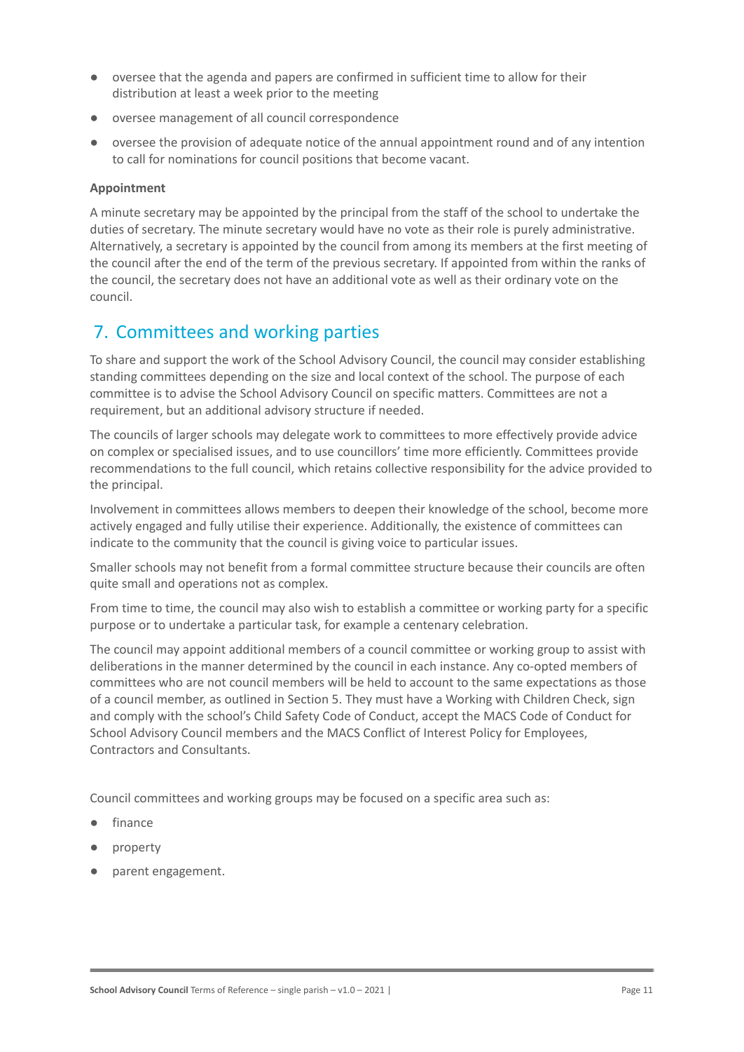- oversee that the agenda and papers are confirmed in sufficient time to allow for their distribution at least a week prior to the meeting
- oversee management of all council correspondence
- oversee the provision of adequate notice of the annual appointment round and of any intention to call for nominations for council positions that become vacant.

**Appointment**

A minute secretary may be appointed by the principal from the staff of the school to undertake the duties of secretary. The minute secretary would have no vote as their role is purely administrative. Alternatively, a secretary is appointed by the council from among its members at the first meeting of the council after the end of the term of the previous secretary. If appointed from within the ranks of the council, the secretary does not have an additional vote as well as their ordinary vote on the council.

## 7. Committees and working parties

To share and support the work of the School Advisory Council, the council may consider establishing standing committees depending on the size and local context of the school. The purpose of each committee is to advise the School Advisory Council on specific matters. Committees are not a requirement, but an additional advisory structure if needed.

The councils of larger schools may delegate work to committees to more effectively provide advice on complex or specialised issues, and to use councillors' time more efficiently. Committees provide recommendations to the full council, which retains collective responsibility for the advice provided to the principal.

Involvement in committees allows members to deepen their knowledge of the school, become more actively engaged and fully utilise their experience. Additionally, the existence of committees can indicate to the community that the council is giving voice to particular issues.

Smaller schools may not benefit from a formal committee structure because their councils are often quite small and operations not as complex.

From time to time, the council may also wish to establish a committee or working party for a specific purpose or to undertake a particular task, for example a centenary celebration.

The council may appoint additional members of a council committee or working group to assist with deliberations in the manner determined by the council in each instance. Any co-opted members of committees who are not council members will be held to account to the same expectations as those of a council member, as outlined in Section 5. They must have a Working with Children Check, sign and comply with the school's Child Safety Code of Conduct, accept the MACS Code of Conduct for School Advisory Council members and the MACS Conflict of Interest Policy for Employees, Contractors and Consultants.

Council committees and working groups may be focused on a specific area such as:

- finance
- property
- parent engagement.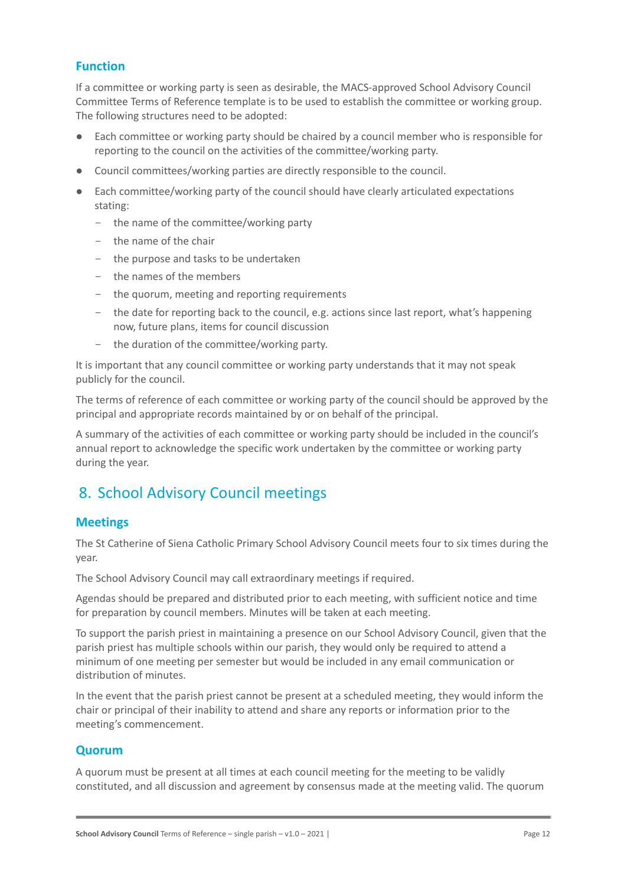### Function

If a committee or working party is seen as desirable, the MACS-approved School Advisory Council Committee Terms of Reference template is to be used to establish the committee or working group. The following structures need to be adopted:

- Each committee or working party should be chaired by a council member who is responsible for reporting to the council on the activities of the committee/working party.
- Council committees/working parties are directly responsible to the council.
- Each committee/working party of the council should have clearly articulated expectations stating:
  - the name of the committee/working party
  - the name of the chair
  - the purpose and tasks to be undertaken
  - the names of the members
  - the quorum, meeting and reporting requirements
  - the date for reporting back to the council, e.g. actions since last report, what's happening now, future plans, items for council discussion
  - the duration of the committee/working party.

It is important that any council committee or working party understands that it may not speak publicly for the council.

The terms of reference of each committee or working party of the council should be approved by the principal and appropriate records maintained by or on behalf of the principal.

A summary of the activities of each committee or working party should be included in the council's annual report to acknowledge the specific work undertaken by the committee or working party during the year.

## 8. School Advisory Council meetings

### Meetings

The St Catherine of Siena Catholic Primary School Advisory Council meets four to six times during the year.

The School Advisory Council may call extraordinary meetings if required.

Agendas should be prepared and distributed prior to each meeting, with sufficient notice and time for preparation by council members. Minutes will be taken at each meeting.

To support the parish priest in maintaining a presence on our School Advisory Council, given that the parish priest has multiple schools within our parish, they would only be required to attend a minimum of one meeting per semester but would be included in any email communication or distribution of minutes.

In the event that the parish priest cannot be present at a scheduled meeting, they would inform the chair or principal of their inability to attend and share any reports or information prior to the meeting's commencement.

### Quorum

A quorum must be present at all times at each council meeting for the meeting to be validly constituted, and all discussion and agreement by consensus made at the meeting valid. The quorum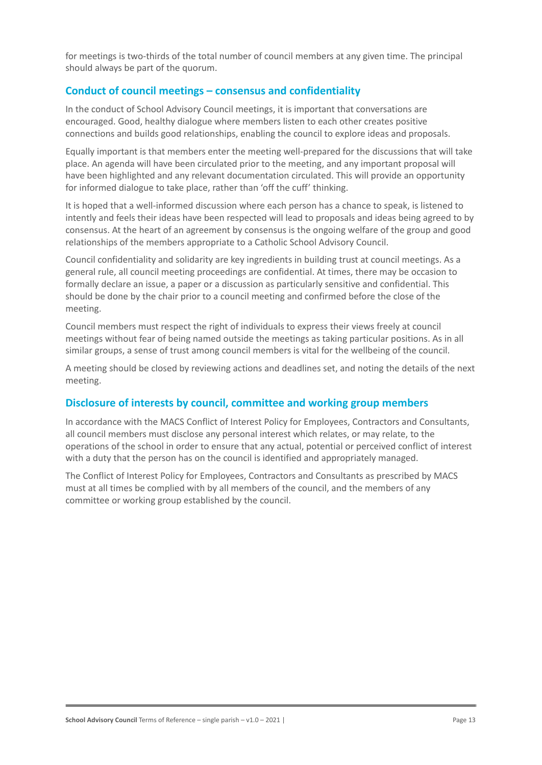for meetings is two-thirds of the total number of council members at any given time. The principal should always be part of the quorum.

## Conduct of council meetings – consensus and confidentiality

In the conduct of School Advisory Council meetings, it is important that conversations are encouraged. Good, healthy dialogue where members listen to each other creates positive connections and builds good relationships, enabling the council to explore ideas and proposals.

Equally important is that members enter the meeting well-prepared for the discussions that will take place. An agenda will have been circulated prior to the meeting, and any important proposal will have been highlighted and any relevant documentation circulated. This will provide an opportunity for informed dialogue to take place, rather than 'off the cuff' thinking.

It is hoped that a well-informed discussion where each person has a chance to speak, is listened to intently and feels their ideas have been respected will lead to proposals and ideas being agreed to by consensus. At the heart of an agreement by consensus is the ongoing welfare of the group and good relationships of the members appropriate to a Catholic School Advisory Council.

Council confidentiality and solidarity are key ingredients in building trust at council meetings. As a general rule, all council meeting proceedings are confidential. At times, there may be occasion to formally declare an issue, a paper or a discussion as particularly sensitive and confidential. This should be done by the chair prior to a council meeting and confirmed before the close of the meeting.

Council members must respect the right of individuals to express their views freely at council meetings without fear of being named outside the meetings as taking particular positions. As in all similar groups, a sense of trust among council members is vital for the wellbeing of the council.

A meeting should be closed by reviewing actions and deadlines set, and noting the details of the next meeting.

## Disclosure of interests by council, committee and working group members

In accordance with the MACS Conflict of Interest Policy for Employees, Contractors and Consultants, all council members must disclose any personal interest which relates, or may relate, to the operations of the school in order to ensure that any actual, potential or perceived conflict of interest with a duty that the person has on the council is identified and appropriately managed.

The Conflict of Interest Policy for Employees, Contractors and Consultants as prescribed by MACS must at all times be complied with by all members of the council, and the members of any committee or working group established by the council.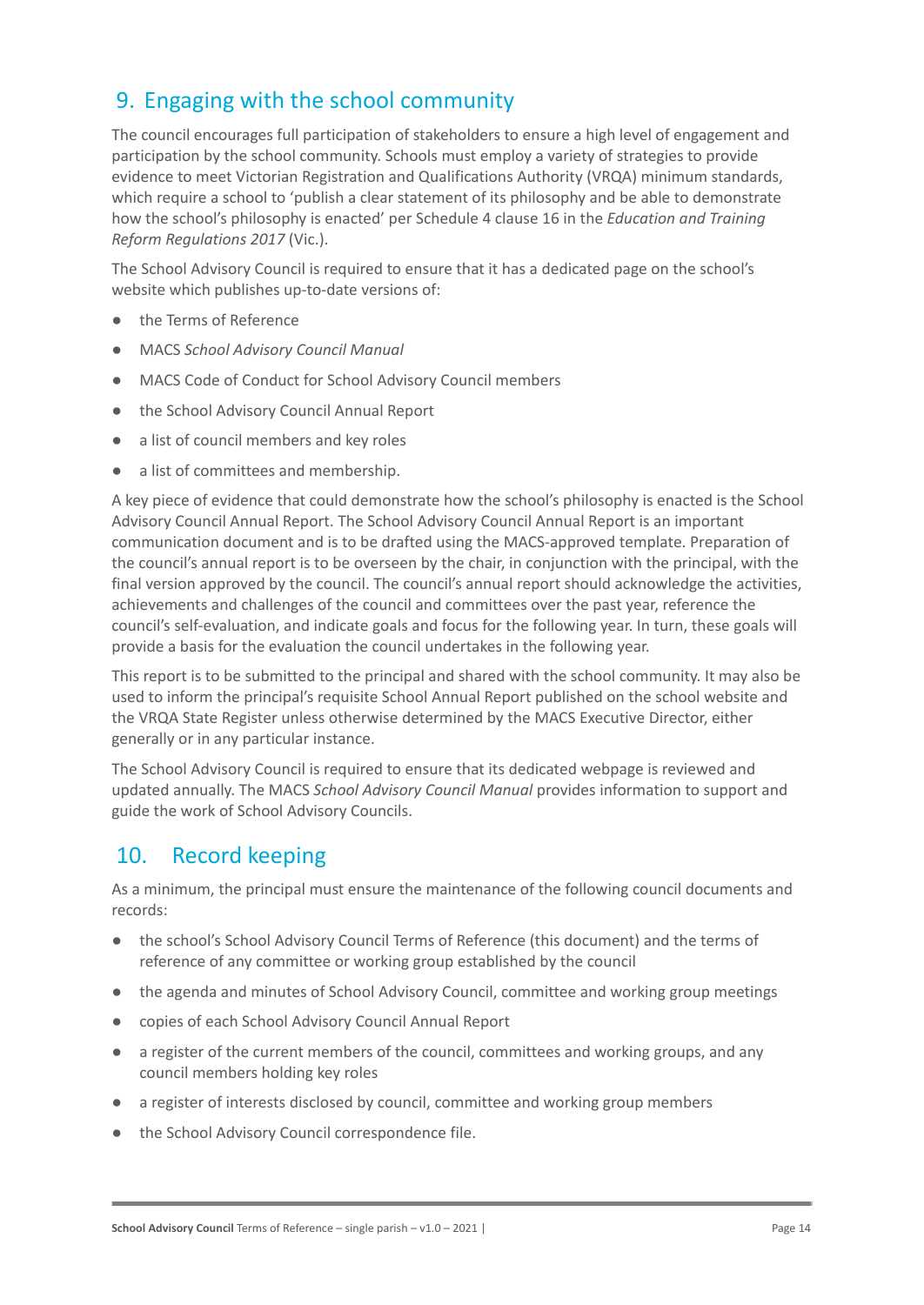## 9. Engaging with the school community

The council encourages full participation of stakeholders to ensure a high level of engagement and participation by the school community. Schools must employ a variety of strategies to provide evidence to meet Victorian Registration and Qualifications Authority (VRQA) minimum standards, which require a school to 'publish a clear statement of its philosophy and be able to demonstrate how the school's philosophy is enacted' per Schedule 4 clause 16 in the *Education and Training Reform Regulations 2017* (Vic.).

The School Advisory Council is required to ensure that it has a dedicated page on the school's website which publishes up-to-date versions of:

- the Terms of Reference
- MACS *School Advisory Council Manual*
- MACS Code of Conduct for School Advisory Council members
- the School Advisory Council Annual Report
- a list of council members and key roles
- a list of committees and membership.

A key piece of evidence that could demonstrate how the school's philosophy is enacted is the School Advisory Council Annual Report. The School Advisory Council Annual Report is an important communication document and is to be drafted using the MACS-approved template. Preparation of the council's annual report is to be overseen by the chair, in conjunction with the principal, with the final version approved by the council. The council's annual report should acknowledge the activities, achievements and challenges of the council and committees over the past year, reference the council's self-evaluation, and indicate goals and focus for the following year. In turn, these goals will provide a basis for the evaluation the council undertakes in the following year.

This report is to be submitted to the principal and shared with the school community. It may also be used to inform the principal's requisite School Annual Report published on the school website and the VRQA State Register unless otherwise determined by the MACS Executive Director, either generally or in any particular instance.

The School Advisory Council is required to ensure that its dedicated webpage is reviewed and updated annually. The MACS *School Advisory Council Manual* provides information to support and guide the work of School Advisory Councils.

## 10. Record keeping

As a minimum, the principal must ensure the maintenance of the following council documents and records:

- the school's School Advisory Council Terms of Reference (this document) and the terms of reference of any committee or working group established by the council
- the agenda and minutes of School Advisory Council, committee and working group meetings
- copies of each School Advisory Council Annual Report
- a register of the current members of the council, committees and working groups, and any council members holding key roles
- a register of interests disclosed by council, committee and working group members
- the School Advisory Council correspondence file.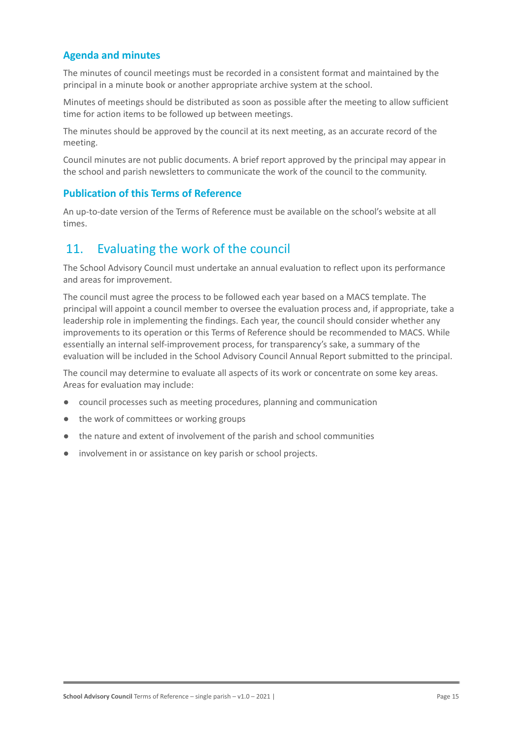### Agenda and minutes

The minutes of council meetings must be recorded in a consistent format and maintained by the principal in a minute book or another appropriate archive system at the school.

Minutes of meetings should be distributed as soon as possible after the meeting to allow sufficient time for action items to be followed up between meetings.

The minutes should be approved by the council at its next meeting, as an accurate record of the meeting.

Council minutes are not public documents. A brief report approved by the principal may appear in the school and parish newsletters to communicate the work of the council to the community.

### Publication of this Terms of Reference

An up-to-date version of the Terms of Reference must be available on the school's website at all times.

## 11. Evaluating the work of the council

The School Advisory Council must undertake an annual evaluation to reflect upon its performance and areas for improvement.

The council must agree the process to be followed each year based on a MACS template. The principal will appoint a council member to oversee the evaluation process and, if appropriate, take a leadership role in implementing the findings. Each year, the council should consider whether any improvements to its operation or this Terms of Reference should be recommended to MACS. While essentially an internal self-improvement process, for transparency's sake, a summary of the evaluation will be included in the School Advisory Council Annual Report submitted to the principal.

The council may determine to evaluate all aspects of its work or concentrate on some key areas. Areas for evaluation may include:

- council processes such as meeting procedures, planning and communication
- the work of committees or working groups
- the nature and extent of involvement of the parish and school communities
- involvement in or assistance on key parish or school projects.